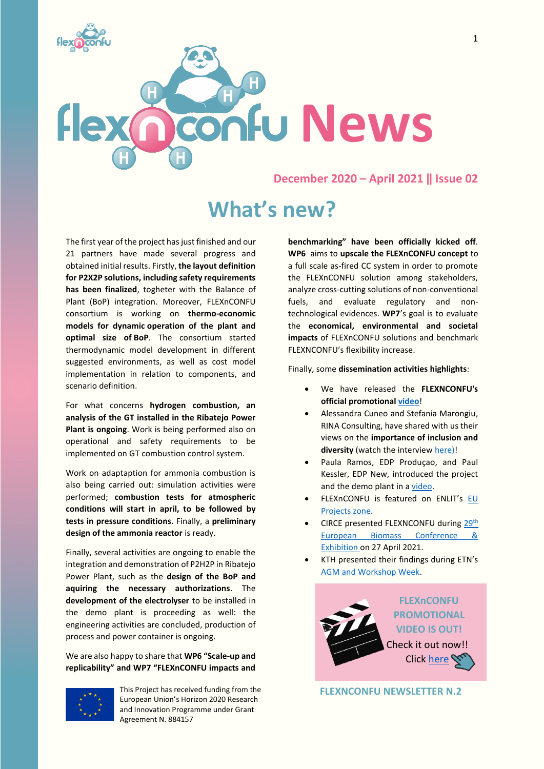# FLEXnCONFU News

**December 2020 – April 2021 || Issue 02**

## What's new?

The first year of the project has just finished and our 21 partners have made several progress and obtained initial results. Firstly, **the layout definition for P2X2P solutions, including safety requirements has been finalized**, togheter with the Balance of Plant (BoP) integration. Moreover, FLEXnCONFU consortium is working on **thermo-economic models for dynamic operation of the plant and optimal size of BoP**. The consortium started thermodynamic model development in different suggested environments, as well as cost model implementation in relation to components, and scenario definition.

For what concerns **hydrogen combustion, an analysis of the GT installed in the Ribatejo Power Plant is ongoing**. Work is being performed also on operational and safety requirements to be implemented on GT combustion control system.

Work on adaptaption for ammonia combustion is also being carried out: simulation activities were performed; **combustion tests for atmospheric conditions will start in april, to be followed by tests in pressure conditions**. Finally, a **preliminary design of the ammonia reactor** is ready.

Finally, several activities are ongoing to enable the integration and demonstration of P2H2P in Ribatejo Power Plant, such as the **design of the BoP and aquiring the necessary authorizations**. The **development of the electrolyser** to be installed in the demo plant is proceeding as well: the engineering activities are concluded, production of process and power container is ongoing.

We are also happy to share that **WP6 "Scale-up and replicability" and WP7 "FLEXnCONFU impacts and benchmarking" have been officially kicked off**. **WP6** aims to **upscale the FLEXnCONFU concept** to a full scale as-fired CC system in order to promote the FLEXnCONFU solution among stakeholders, analyze cross-cutting solutions of non-conventional fuels, and evaluate regulatory and non-technological evidences. **WP7**'s goal is to evaluate the **economical, environmental and societal impacts** of FLEXnCONFU solutions and benchmark FLEXNCONFU's flexibility increase.

Finally, some **dissemination activities highlights**:

- We have released the **FLEXNCONFU's official promotional video**!
- Alessandra Cuneo and Stefania Marongiu, RINA Consulting, have shared with us their views on the **importance of inclusion and diversity** (watch the interview here)!
- Paula Ramos, EDP Produçao, and Paul Kessler, EDP New, introduced the project and the demo plant in a video.
- FLEXnCONFU is featured on ENLIT's EU Projects zone.
- CIRCE presented FLEXNCONFU during 29th European Biomass Conference & Exhibition on 27 April 2021.
- KTH presented their findings during ETN's AGM and Workshop Week.

**FLEXnCONFU PROMOTIONAL VIDEO IS OUT!**
Check it out now!!
Click here

**FLEXNCONFU NEWSLETTER N.2**

This Project has received funding from the European Union's Horizon 2020 Research and Innovation Programme under Grant Agreement N. 884157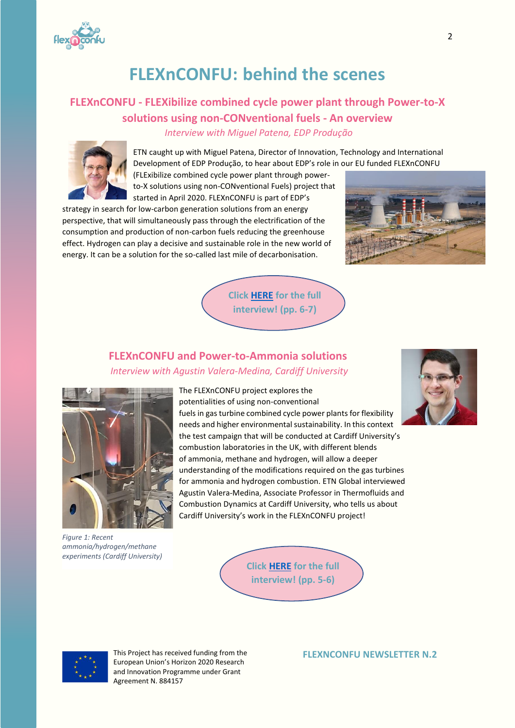# FLEXnCONFU: behind the scenes

## FLEXnCONFU - FLEXibilize combined cycle power plant through Power-to-X solutions using non-CONventional fuels - An overview

*Interview with Miguel Patena, EDP Produção*

ETN caught up with Miguel Patena, Director of Innovation, Technology and International Development of EDP Produção, to hear about EDP's role in our EU funded FLEXnCONFU (FLExibilize combined cycle power plant through power-to-X solutions using non-CONventional Fuels) project that started in April 2020. FLEXnCONFU is part of EDP's strategy in search for low-carbon generation solutions from an energy perspective, that will simultaneously pass through the electrification of the consumption and production of non-carbon fuels reducing the greenhouse effect. Hydrogen can play a decisive and sustainable role in the new world of energy. It can be a solution for the so-called last mile of decarbonisation.

**Click HERE for the full interview! (pp. 6-7)**

## FLEXnCONFU and Power-to-Ammonia solutions

*Interview with Agustin Valera-Medina, Cardiff University*

The FLEXnCONFU project explores the potentialities of using non-conventional fuels in gas turbine combined cycle power plants for flexibility needs and higher environmental sustainability. In this context the test campaign that will be conducted at Cardiff University's combustion laboratories in the UK, with different blends of ammonia, methane and hydrogen, will allow a deeper understanding of the modifications required on the gas turbines for ammonia and hydrogen combustion. ETN Global interviewed Agustin Valera-Medina, Associate Professor in Thermofluids and Combustion Dynamics at Cardiff University, who tells us about Cardiff University's work in the FLEXnCONFU project!

*Figure 1: Recent ammonia/hydrogen/methane experiments (Cardiff University)*

**Click HERE for the full interview! (pp. 5-6)**

This Project has received funding from the European Union's Horizon 2020 Research and Innovation Programme under Grant Agreement N. 884157

**FLEXNCONFU NEWSLETTER N.2**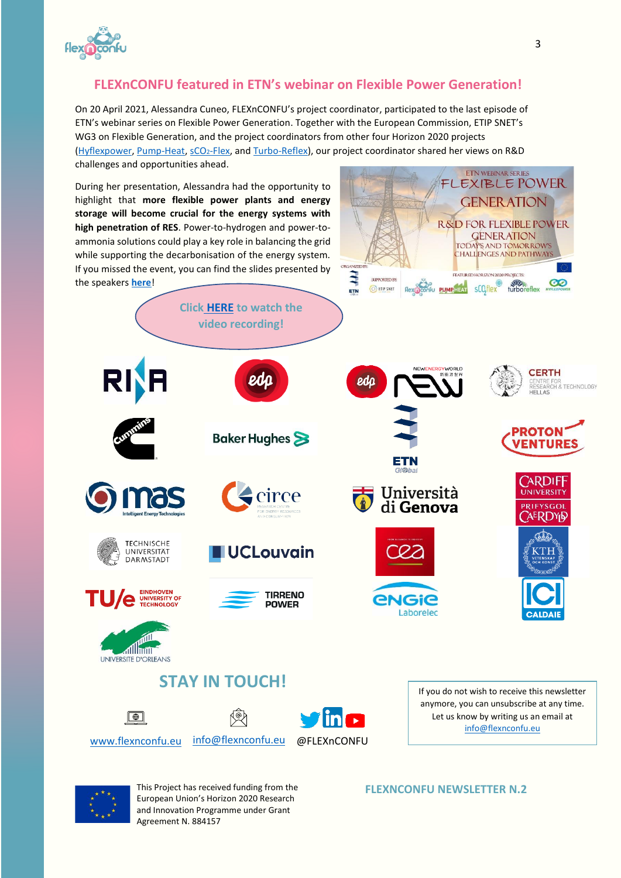## FLEXnCONFU featured in ETN's webinar on Flexible Power Generation!

On 20 April 2021, Alessandra Cuneo, FLEXnCONFU's project coordinator, participated to the last episode of ETN's webinar series on Flexible Power Generation. Together with the European Commission, ETIP SNET's WG3 on Flexible Generation, and the project coordinators from other four Horizon 2020 projects (Hyflexpower, Pump-Heat, $sCO_2$-Flex, and Turbo-Reflex), our project coordinator shared her views on R&D challenges and opportunities ahead.

During her presentation, Alessandra had the opportunity to highlight that **more flexible power plants and energy storage will become crucial for the energy systems with high penetration of RES**. Power-to-hydrogen and power-to-ammonia solutions could play a key role in balancing the grid while supporting the decarbonisation of the energy system. If you missed the event, you can find the slides presented by the speakers **here**!

Click **HERE** to watch the video recording!

## STAY IN TOUCH!

www.flexnconfu.eu

info@flexnconfu.eu

@FLEXnCONFU

If you do not wish to receive this newsletter anymore, you can unsubscribe at any time. Let us know by writing us an email at info@flexnconfu.eu

This Project has received funding from the European Union's Horizon 2020 Research and Innovation Programme under Grant Agreement N. 884157

**FLEXNCONFU NEWSLETTER N.2**